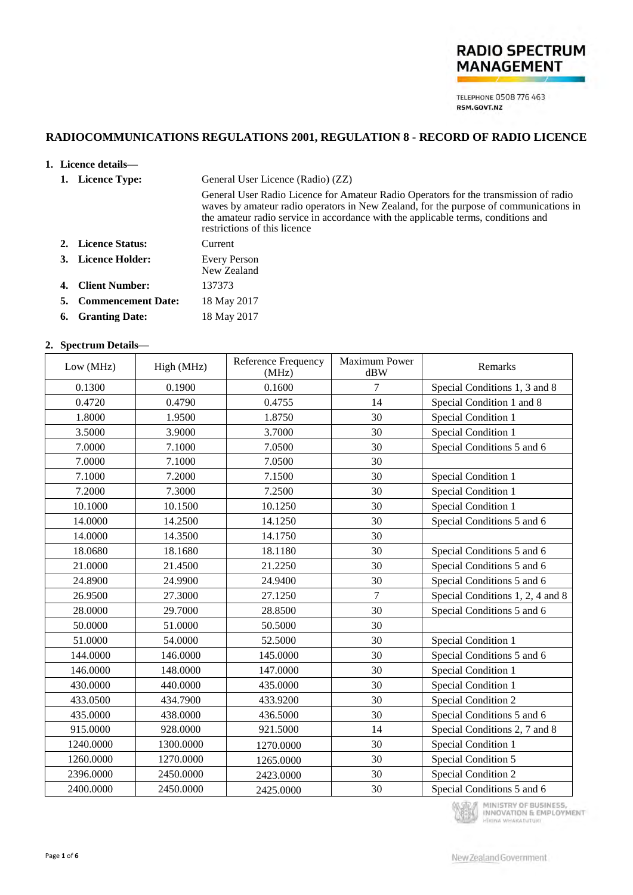## RADIOCOMMUNICATIONS REGULATIONS 2001, REGULATION 8 - RECORD OF RADIO LICENCE

**1. Licence details—**

| | | |
|---|---|---|
| **1.** | **Licence Type:** | General User Licence (Radio) (ZZ) |
| | | General User Radio Licence for Amateur Radio Operators for the transmission of radio waves by amateur radio operators in New Zealand, for the purpose of communications in the amateur radio service in accordance with the applicable terms, conditions and restrictions of this licence |
| **2.** | **Licence Status:** | Current |
| **3.** | **Licence Holder:** | Every Person<br>New Zealand |
| **4.** | **Client Number:** | 137373 |
| **5.** | **Commencement Date:** | 18 May 2017 |
| **6.** | **Granting Date:** | 18 May 2017 |

**2. Spectrum Details—**

| Low (MHz) | High (MHz) | Reference Frequency (MHz) | Maximum Power dBW | Remarks |
|---|---|---|---|---|
| 0.1300 | 0.1900 | 0.1600 | 7 | Special Conditions 1, 3 and 8 |
| 0.4720 | 0.4790 | 0.4755 | 14 | Special Condition 1 and 8 |
| 1.8000 | 1.9500 | 1.8750 | 30 | Special Condition 1 |
| 3.5000 | 3.9000 | 3.7000 | 30 | Special Condition 1 |
| 7.0000 | 7.1000 | 7.0500 | 30 | Special Conditions 5 and 6 |
| 7.0000 | 7.1000 | 7.0500 | 30 | |
| 7.1000 | 7.2000 | 7.1500 | 30 | Special Condition 1 |
| 7.2000 | 7.3000 | 7.2500 | 30 | Special Condition 1 |
| 10.1000 | 10.1500 | 10.1250 | 30 | Special Condition 1 |
| 14.0000 | 14.2500 | 14.1250 | 30 | Special Conditions 5 and 6 |
| 14.0000 | 14.3500 | 14.1750 | 30 | |
| 18.0680 | 18.1680 | 18.1180 | 30 | Special Conditions 5 and 6 |
| 21.0000 | 21.4500 | 21.2250 | 30 | Special Conditions 5 and 6 |
| 24.8900 | 24.9900 | 24.9400 | 30 | Special Conditions 5 and 6 |
| 26.9500 | 27.3000 | 27.1250 | 7 | Special Conditions 1, 2, 4 and 8 |
| 28.0000 | 29.7000 | 28.8500 | 30 | Special Conditions 5 and 6 |
| 50.0000 | 51.0000 | 50.5000 | 30 | |
| 51.0000 | 54.0000 | 52.5000 | 30 | Special Condition 1 |
| 144.0000 | 146.0000 | 145.0000 | 30 | Special Conditions 5 and 6 |
| 146.0000 | 148.0000 | 147.0000 | 30 | Special Condition 1 |
| 430.0000 | 440.0000 | 435.0000 | 30 | Special Condition 1 |
| 433.0500 | 434.7900 | 433.9200 | 30 | Special Condition 2 |
| 435.0000 | 438.0000 | 436.5000 | 30 | Special Conditions 5 and 6 |
| 915.0000 | 928.0000 | 921.5000 | 14 | Special Conditions 2, 7 and 8 |
| 1240.0000 | 1300.0000 | 1270.0000 | 30 | Special Condition 1 |
| 1260.0000 | 1270.0000 | 1265.0000 | 30 | Special Condition 5 |
| 2396.0000 | 2450.0000 | 2423.0000 | 30 | Special Condition 2 |
| 2400.0000 | 2450.0000 | 2425.0000 | 30 | Special Conditions 5 and 6 |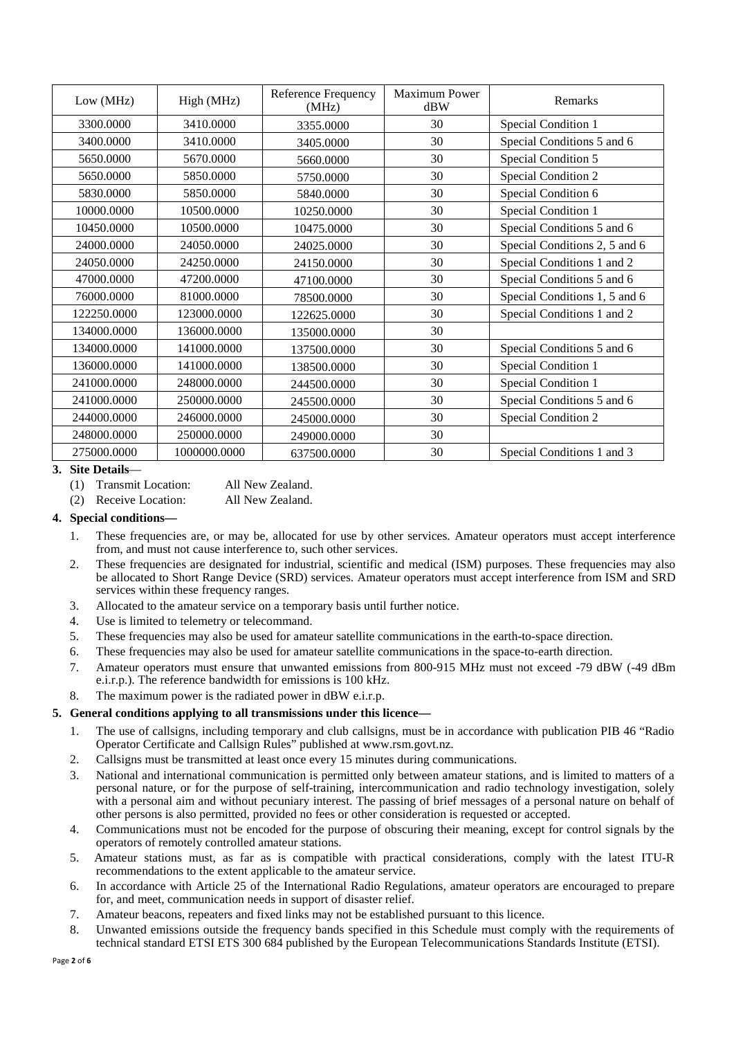| Low (MHz) | High (MHz) | Reference Frequency (MHz) | Maximum Power dBW | Remarks |
|---|---|---|---|---|
| 3300.0000 | 3410.0000 | 3355.0000 | 30 | Special Condition 1 |
| 3400.0000 | 3410.0000 | 3405.0000 | 30 | Special Conditions 5 and 6 |
| 5650.0000 | 5670.0000 | 5660.0000 | 30 | Special Condition 5 |
| 5650.0000 | 5850.0000 | 5750.0000 | 30 | Special Condition 2 |
| 5830.0000 | 5850.0000 | 5840.0000 | 30 | Special Condition 6 |
| 10000.0000 | 10500.0000 | 10250.0000 | 30 | Special Condition 1 |
| 10450.0000 | 10500.0000 | 10475.0000 | 30 | Special Conditions 5 and 6 |
| 24000.0000 | 24050.0000 | 24025.0000 | 30 | Special Conditions 2, 5 and 6 |
| 24050.0000 | 24250.0000 | 24150.0000 | 30 | Special Conditions 1 and 2 |
| 47000.0000 | 47200.0000 | 47100.0000 | 30 | Special Conditions 5 and 6 |
| 76000.0000 | 81000.0000 | 78500.0000 | 30 | Special Conditions 1, 5 and 6 |
| 122250.0000 | 123000.0000 | 122625.0000 | 30 | Special Conditions 1 and 2 |
| 134000.0000 | 136000.0000 | 135000.0000 | 30 | |
| 134000.0000 | 141000.0000 | 137500.0000 | 30 | Special Conditions 5 and 6 |
| 136000.0000 | 141000.0000 | 138500.0000 | 30 | Special Condition 1 |
| 241000.0000 | 248000.0000 | 244500.0000 | 30 | Special Condition 1 |
| 241000.0000 | 250000.0000 | 245500.0000 | 30 | Special Conditions 5 and 6 |
| 244000.0000 | 246000.0000 | 245000.0000 | 30 | Special Condition 2 |
| 248000.0000 | 250000.0000 | 249000.0000 | 30 | |
| 275000.0000 | 1000000.0000 | 637500.0000 | 30 | Special Conditions 1 and 3 |

**3. Site Details**—

(1) Transmit Location: All New Zealand.

(2) Receive Location: All New Zealand.

**4. Special conditions—**

1. These frequencies are, or may be, allocated for use by other services. Amateur operators must accept interference from, and must not cause interference to, such other services.
2. These frequencies are designated for industrial, scientific and medical (ISM) purposes. These frequencies may also be allocated to Short Range Device (SRD) services. Amateur operators must accept interference from ISM and SRD services within these frequency ranges.
3. Allocated to the amateur service on a temporary basis until further notice.
4. Use is limited to telemetry or telecommand.
5. These frequencies may also be used for amateur satellite communications in the earth-to-space direction.
6. These frequencies may also be used for amateur satellite communications in the space-to-earth direction.
7. Amateur operators must ensure that unwanted emissions from 800-915 MHz must not exceed -79 dBW (-49 dBm e.i.r.p.). The reference bandwidth for emissions is 100 kHz.
8. The maximum power is the radiated power in dBW e.i.r.p.

**5. General conditions applying to all transmissions under this licence—**

1. The use of callsigns, including temporary and club callsigns, must be in accordance with publication PIB 46 "Radio Operator Certificate and Callsign Rules" published at www.rsm.govt.nz.
2. Callsigns must be transmitted at least once every 15 minutes during communications.
3. National and international communication is permitted only between amateur stations, and is limited to matters of a personal nature, or for the purpose of self-training, intercommunication and radio technology investigation, solely with a personal aim and without pecuniary interest. The passing of brief messages of a personal nature on behalf of other persons is also permitted, provided no fees or other consideration is requested or accepted.
4. Communications must not be encoded for the purpose of obscuring their meaning, except for control signals by the operators of remotely controlled amateur stations.
5. Amateur stations must, as far as is compatible with practical considerations, comply with the latest ITU-R recommendations to the extent applicable to the amateur service.
6. In accordance with Article 25 of the International Radio Regulations, amateur operators are encouraged to prepare for, and meet, communication needs in support of disaster relief.
7. Amateur beacons, repeaters and fixed links may not be established pursuant to this licence.
8. Unwanted emissions outside the frequency bands specified in this Schedule must comply with the requirements of technical standard ETSI ETS 300 684 published by the European Telecommunications Standards Institute (ETSI).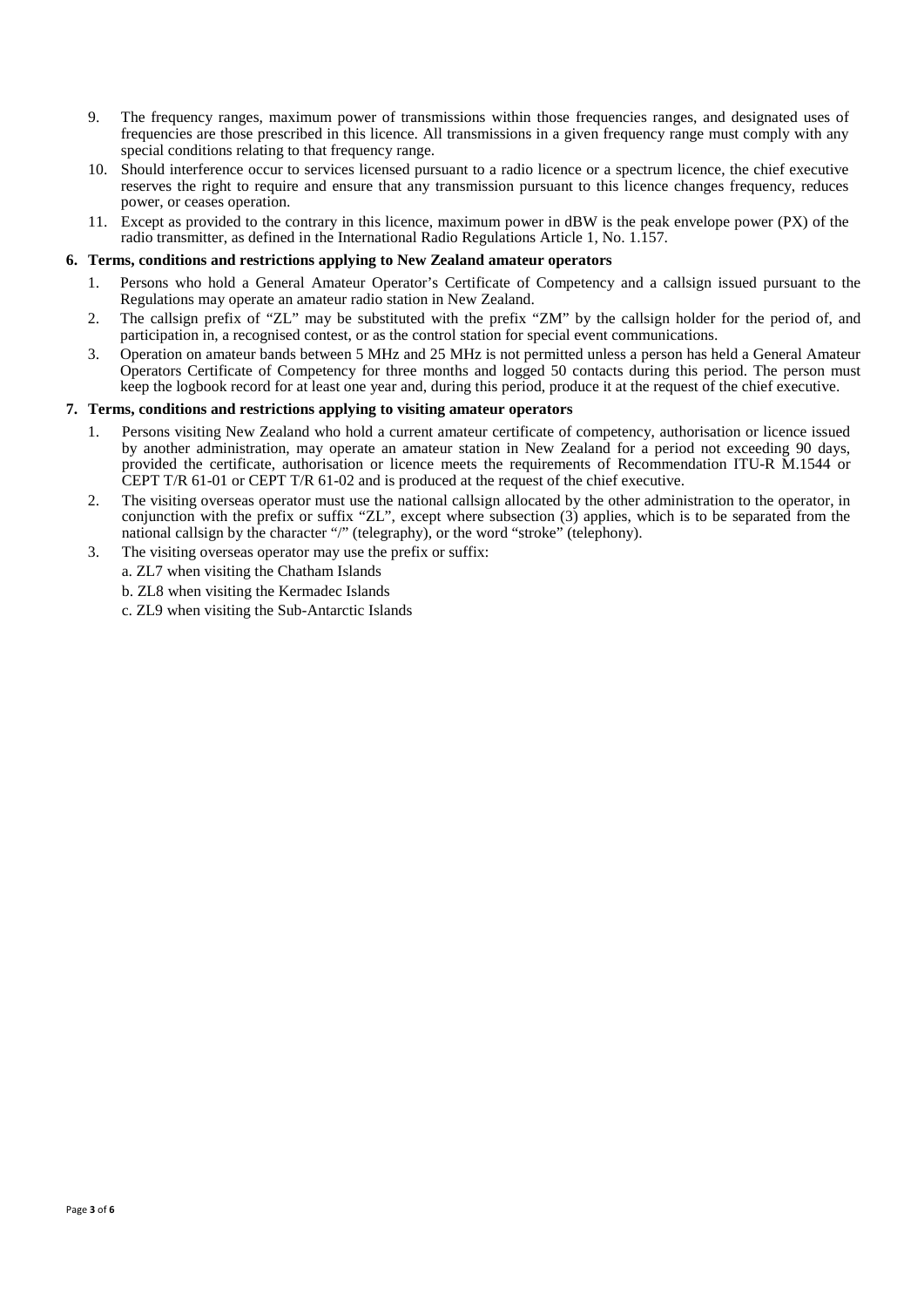9. The frequency ranges, maximum power of transmissions within those frequencies ranges, and designated uses of frequencies are those prescribed in this licence. All transmissions in a given frequency range must comply with any special conditions relating to that frequency range.
10. Should interference occur to services licensed pursuant to a radio licence or a spectrum licence, the chief executive reserves the right to require and ensure that any transmission pursuant to this licence changes frequency, reduces power, or ceases operation.
11. Except as provided to the contrary in this licence, maximum power in dBW is the peak envelope power (PX) of the radio transmitter, as defined in the International Radio Regulations Article 1, No. 1.157.

**6. Terms, conditions and restrictions applying to New Zealand amateur operators**

1. Persons who hold a General Amateur Operator's Certificate of Competency and a callsign issued pursuant to the Regulations may operate an amateur radio station in New Zealand.
2. The callsign prefix of "ZL" may be substituted with the prefix "ZM" by the callsign holder for the period of, and participation in, a recognised contest, or as the control station for special event communications.
3. Operation on amateur bands between 5 MHz and 25 MHz is not permitted unless a person has held a General Amateur Operators Certificate of Competency for three months and logged 50 contacts during this period. The person must keep the logbook record for at least one year and, during this period, produce it at the request of the chief executive.

**7. Terms, conditions and restrictions applying to visiting amateur operators**

1. Persons visiting New Zealand who hold a current amateur certificate of competency, authorisation or licence issued by another administration, may operate an amateur station in New Zealand for a period not exceeding 90 days, provided the certificate, authorisation or licence meets the requirements of Recommendation ITU-R M.1544 or CEPT T/R 61-01 or CEPT T/R 61-02 and is produced at the request of the chief executive.
2. The visiting overseas operator must use the national callsign allocated by the other administration to the operator, in conjunction with the prefix or suffix "ZL", except where subsection (3) applies, which is to be separated from the national callsign by the character "/" (telegraphy), or the word "stroke" (telephony).
3. The visiting overseas operator may use the prefix or suffix:
   a. ZL7 when visiting the Chatham Islands
   b. ZL8 when visiting the Kermadec Islands
   c. ZL9 when visiting the Sub-Antarctic Islands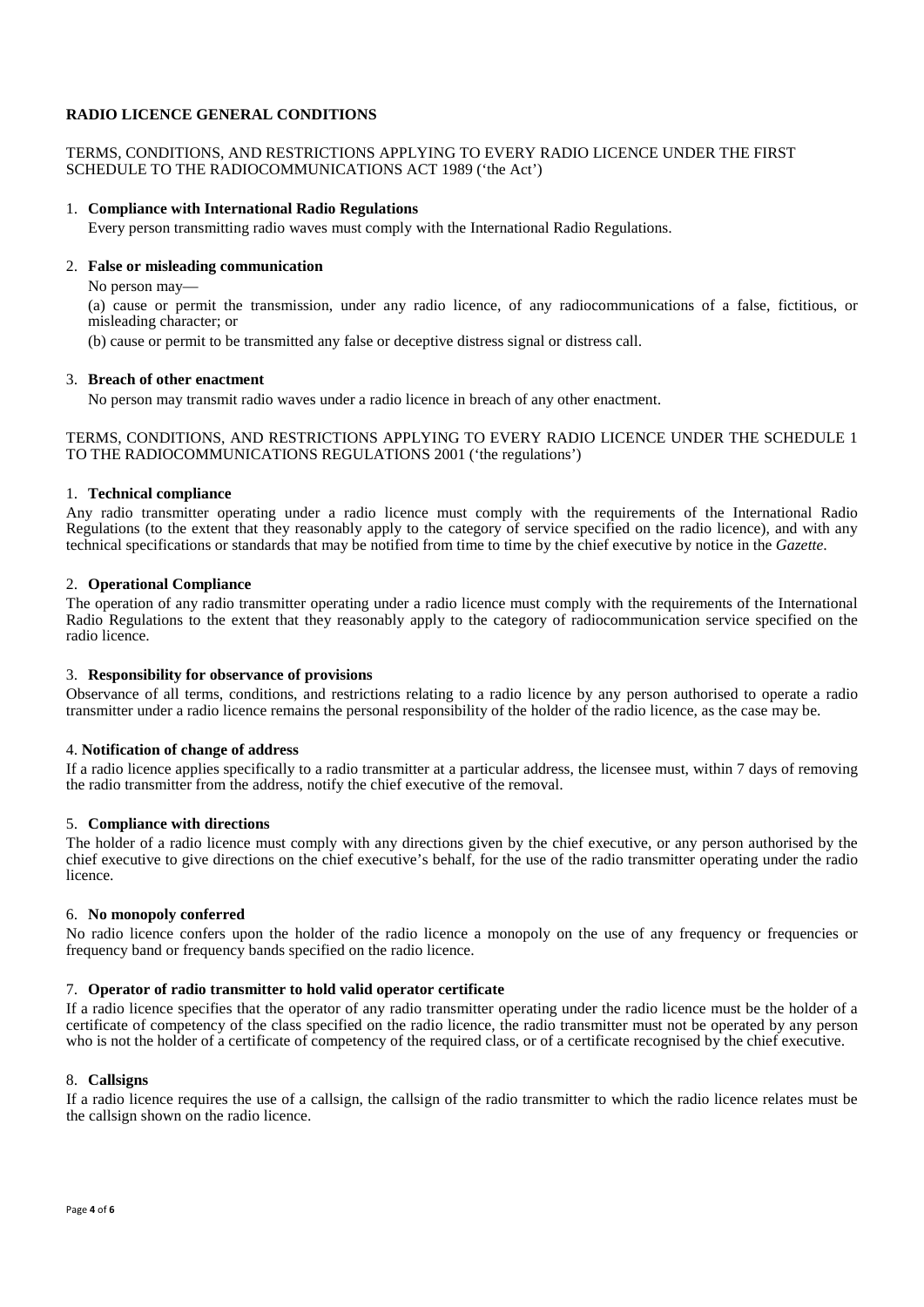**RADIO LICENCE GENERAL CONDITIONS**

TERMS, CONDITIONS, AND RESTRICTIONS APPLYING TO EVERY RADIO LICENCE UNDER THE FIRST SCHEDULE TO THE RADIOCOMMUNICATIONS ACT 1989 ('the Act')

1. **Compliance with International Radio Regulations**

   Every person transmitting radio waves must comply with the International Radio Regulations.

2. **False or misleading communication**

   No person may—

   (a) cause or permit the transmission, under any radio licence, of any radiocommunications of a false, fictitious, or misleading character; or

   (b) cause or permit to be transmitted any false or deceptive distress signal or distress call.

3. **Breach of other enactment**

   No person may transmit radio waves under a radio licence in breach of any other enactment.

TERMS, CONDITIONS, AND RESTRICTIONS APPLYING TO EVERY RADIO LICENCE UNDER THE SCHEDULE 1 TO THE RADIOCOMMUNICATIONS REGULATIONS 2001 ('the regulations')

1. **Technical compliance**

Any radio transmitter operating under a radio licence must comply with the requirements of the International Radio Regulations (to the extent that they reasonably apply to the category of service specified on the radio licence), and with any technical specifications or standards that may be notified from time to time by the chief executive by notice in the *Gazette*.

2. **Operational Compliance**

The operation of any radio transmitter operating under a radio licence must comply with the requirements of the International Radio Regulations to the extent that they reasonably apply to the category of radiocommunication service specified on the radio licence.

3. **Responsibility for observance of provisions**

Observance of all terms, conditions, and restrictions relating to a radio licence by any person authorised to operate a radio transmitter under a radio licence remains the personal responsibility of the holder of the radio licence, as the case may be.

4. **Notification of change of address**

If a radio licence applies specifically to a radio transmitter at a particular address, the licensee must, within 7 days of removing the radio transmitter from the address, notify the chief executive of the removal.

5. **Compliance with directions**

The holder of a radio licence must comply with any directions given by the chief executive, or any person authorised by the chief executive to give directions on the chief executive's behalf, for the use of the radio transmitter operating under the radio licence.

6. **No monopoly conferred**

No radio licence confers upon the holder of the radio licence a monopoly on the use of any frequency or frequencies or frequency band or frequency bands specified on the radio licence.

7. **Operator of radio transmitter to hold valid operator certificate**

If a radio licence specifies that the operator of any radio transmitter operating under the radio licence must be the holder of a certificate of competency of the class specified on the radio licence, the radio transmitter must not be operated by any person who is not the holder of a certificate of competency of the required class, or of a certificate recognised by the chief executive.

8. **Callsigns**

If a radio licence requires the use of a callsign, the callsign of the radio transmitter to which the radio licence relates must be the callsign shown on the radio licence.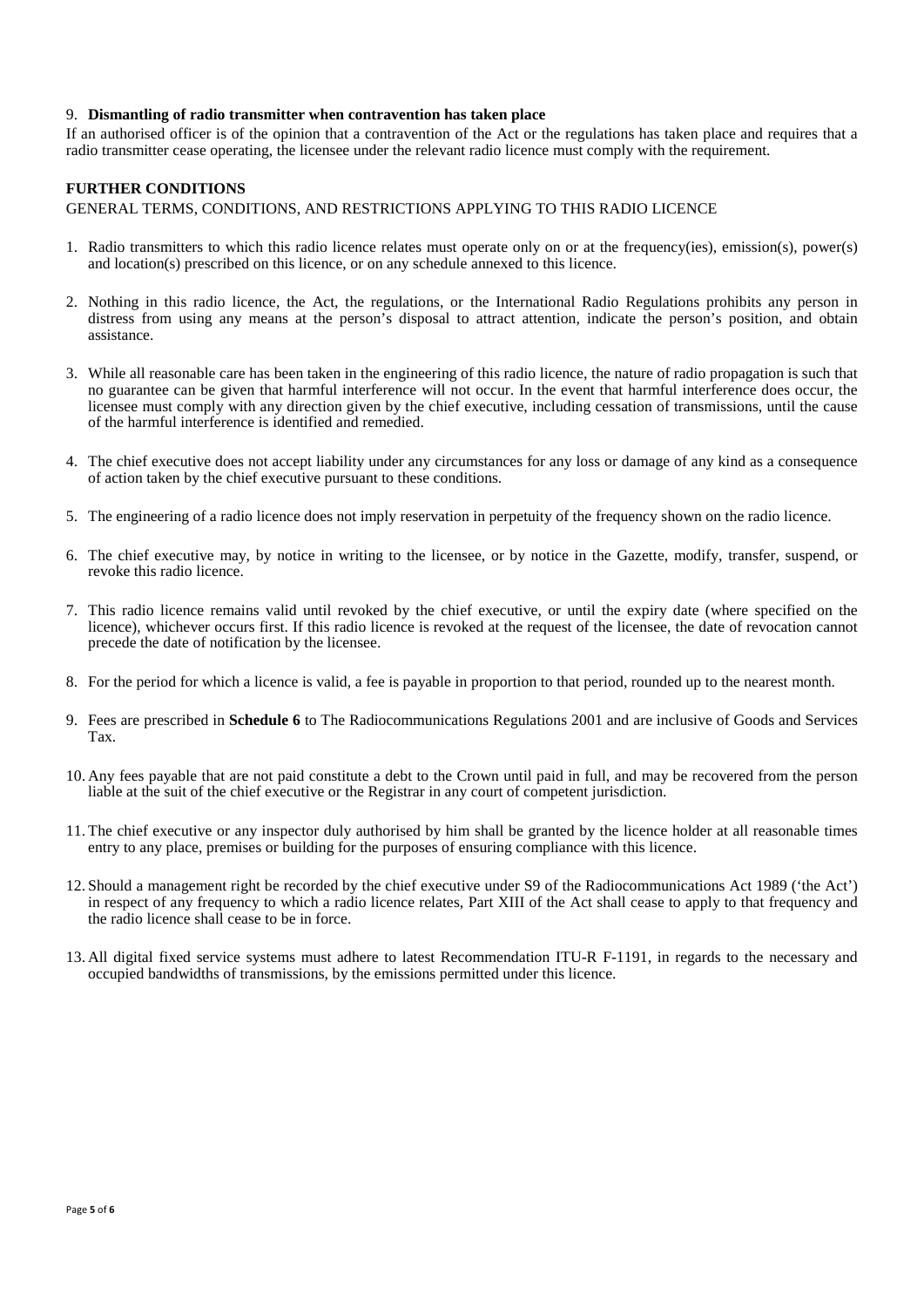9. **Dismantling of radio transmitter when contravention has taken place**

If an authorised officer is of the opinion that a contravention of the Act or the regulations has taken place and requires that a radio transmitter cease operating, the licensee under the relevant radio licence must comply with the requirement.

**FURTHER CONDITIONS**

GENERAL TERMS, CONDITIONS, AND RESTRICTIONS APPLYING TO THIS RADIO LICENCE

1. Radio transmitters to which this radio licence relates must operate only on or at the frequency(ies), emission(s), power(s) and location(s) prescribed on this licence, or on any schedule annexed to this licence.

2. Nothing in this radio licence, the Act, the regulations, or the International Radio Regulations prohibits any person in distress from using any means at the person's disposal to attract attention, indicate the person's position, and obtain assistance.

3. While all reasonable care has been taken in the engineering of this radio licence, the nature of radio propagation is such that no guarantee can be given that harmful interference will not occur. In the event that harmful interference does occur, the licensee must comply with any direction given by the chief executive, including cessation of transmissions, until the cause of the harmful interference is identified and remedied.

4. The chief executive does not accept liability under any circumstances for any loss or damage of any kind as a consequence of action taken by the chief executive pursuant to these conditions.

5. The engineering of a radio licence does not imply reservation in perpetuity of the frequency shown on the radio licence.

6. The chief executive may, by notice in writing to the licensee, or by notice in the Gazette, modify, transfer, suspend, or revoke this radio licence.

7. This radio licence remains valid until revoked by the chief executive, or until the expiry date (where specified on the licence), whichever occurs first. If this radio licence is revoked at the request of the licensee, the date of revocation cannot precede the date of notification by the licensee.

8. For the period for which a licence is valid, a fee is payable in proportion to that period, rounded up to the nearest month.

9. Fees are prescribed in **Schedule 6** to The Radiocommunications Regulations 2001 and are inclusive of Goods and Services Tax.

10. Any fees payable that are not paid constitute a debt to the Crown until paid in full, and may be recovered from the person liable at the suit of the chief executive or the Registrar in any court of competent jurisdiction.

11. The chief executive or any inspector duly authorised by him shall be granted by the licence holder at all reasonable times entry to any place, premises or building for the purposes of ensuring compliance with this licence.

12. Should a management right be recorded by the chief executive under S9 of the Radiocommunications Act 1989 ('the Act') in respect of any frequency to which a radio licence relates, Part XIII of the Act shall cease to apply to that frequency and the radio licence shall cease to be in force.

13. All digital fixed service systems must adhere to latest Recommendation ITU-R F-1191, in regards to the necessary and occupied bandwidths of transmissions, by the emissions permitted under this licence.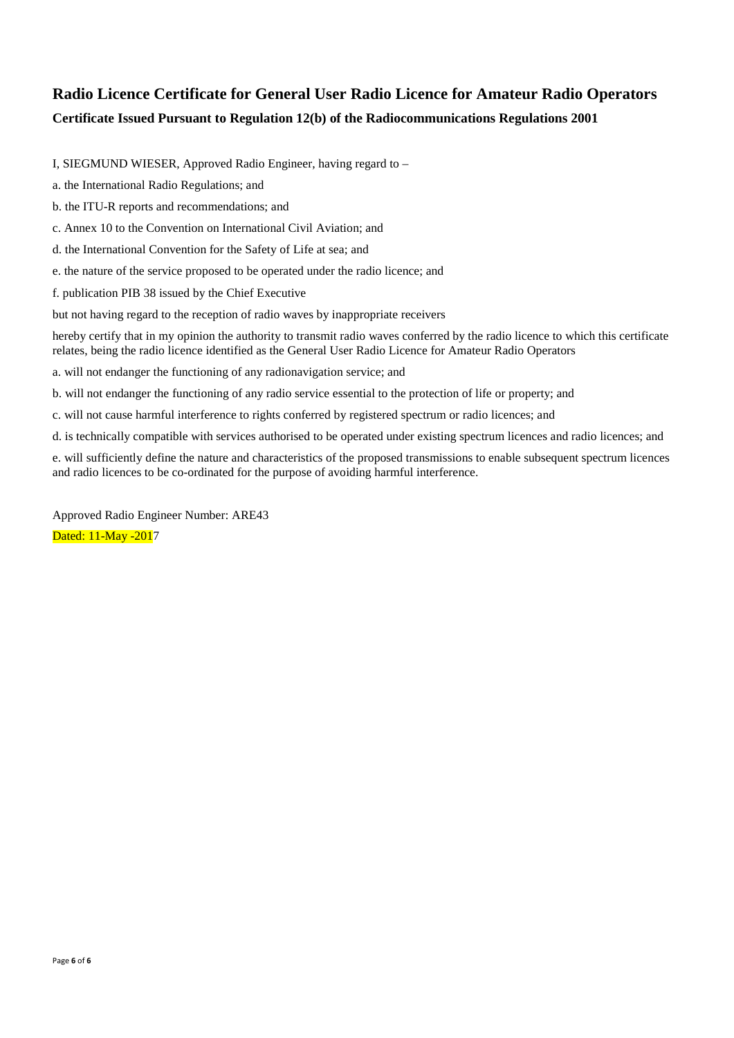# Radio Licence Certificate for General User Radio Licence for Amateur Radio Operators

### Certificate Issued Pursuant to Regulation 12(b) of the Radiocommunications Regulations 2001

I, SIEGMUND WIESER, Approved Radio Engineer, having regard to –

a. the International Radio Regulations; and

b. the ITU-R reports and recommendations; and

c. Annex 10 to the Convention on International Civil Aviation; and

d. the International Convention for the Safety of Life at sea; and

e. the nature of the service proposed to be operated under the radio licence; and

f. publication PIB 38 issued by the Chief Executive

but not having regard to the reception of radio waves by inappropriate receivers

hereby certify that in my opinion the authority to transmit radio waves conferred by the radio licence to which this certificate relates, being the radio licence identified as the General User Radio Licence for Amateur Radio Operators

a. will not endanger the functioning of any radionavigation service; and

b. will not endanger the functioning of any radio service essential to the protection of life or property; and

c. will not cause harmful interference to rights conferred by registered spectrum or radio licences; and

d. is technically compatible with services authorised to be operated under existing spectrum licences and radio licences; and

e. will sufficiently define the nature and characteristics of the proposed transmissions to enable subsequent spectrum licences and radio licences to be co-ordinated for the purpose of avoiding harmful interference.

Approved Radio Engineer Number: ARE43

Dated: 11-May -2017